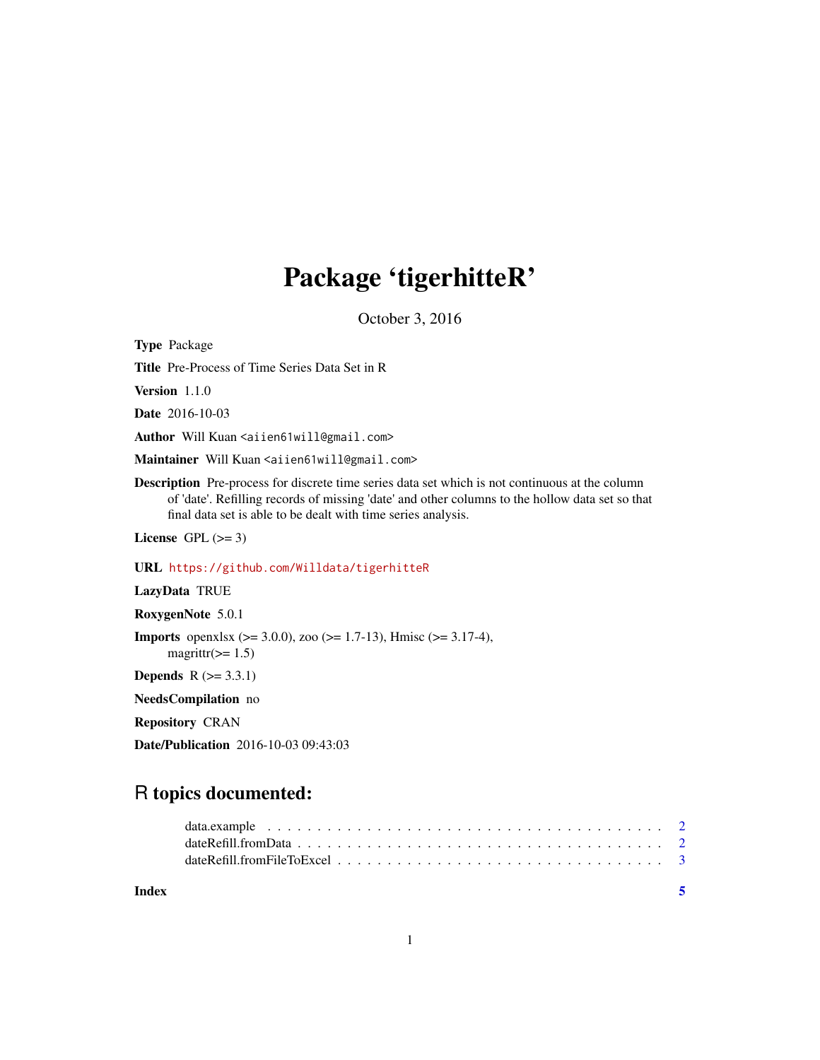# Package 'tigerhitteR'

October 3, 2016

**Type** Package

**Title** Pre-Process of Time Series Data Set in R

**Version** 1.1.0

**Date** 2016-10-03

**Author** Will Kuan <aiien61will@gmail.com>

**Maintainer** Will Kuan <aiien61will@gmail.com>

**Description** Pre-process for discrete time series data set which is not continuous at the column of 'date'. Refilling records of missing 'date' and other columns to the hollow data set so that final data set is able to be dealt with time series analysis.

**License** GPL (>= 3)

**URL** https://github.com/Willdata/tigerhitteR

**LazyData** TRUE

**RoxygenNote** 5.0.1

**Imports** openxlsx (>= 3.0.0), zoo (>= 1.7-13), Hmisc (>= 3.17-4), magrittr(>= 1.5)

**Depends** R (>= 3.3.1)

**NeedsCompilation** no

**Repository** CRAN

**Date/Publication** 2016-10-03 09:43:03

## R topics documented:

- data.example . . . . . . . . . . . . . . . . . . . . . . . . . . . . . . . . . . . . . . 2
- dateRefill.fromData . . . . . . . . . . . . . . . . . . . . . . . . . . . . . . . . . . . . 2
- dateRefill.fromFileToExcel . . . . . . . . . . . . . . . . . . . . . . . . . . . . . . . . 3

**Index** 5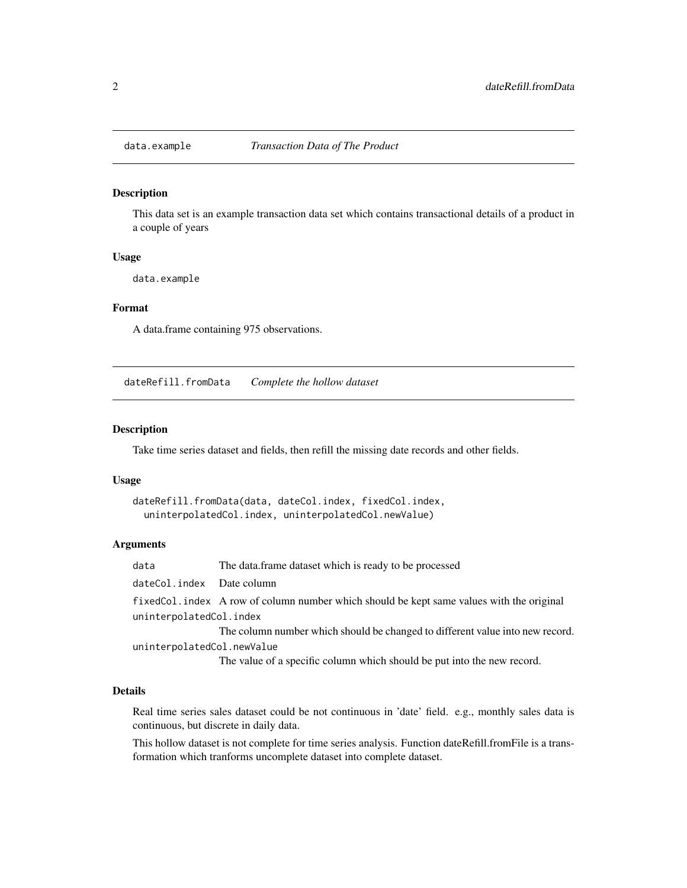## data.example — *Transaction Data of The Product*

### Description

This data set is an example transaction data set which contains transactional details of a product in a couple of years

### Usage

```
data.example
```

### Format

A data.frame containing 975 observations.

## dateRefill.fromData — *Complete the hollow dataset*

### Description

Take time series dataset and fields, then refill the missing date records and other fields.

### Usage

```
dateRefill.fromData(data, dateCol.index, fixedCol.index,
  uninterpolatedCol.index, uninterpolatedCol.newValue)
```

### Arguments

| | |
|---|---|
| `data` | The data.frame dataset which is ready to be processed |
| `dateCol.index` | Date column |
| `fixedCol.index` | A row of column number which should be kept same values with the original |
| `uninterpolatedCol.index` | The column number which should be changed to different value into new record. |
| `uninterpolatedCol.newValue` | The value of a specific column which should be put into the new record. |

### Details

Real time series sales dataset could be not continuous in 'date' field. e.g., monthly sales data is continuous, but discrete in daily data.

This hollow dataset is not complete for time series analysis. Function dateRefill.fromFile is a transformation which tranforms uncomplete dataset into complete dataset.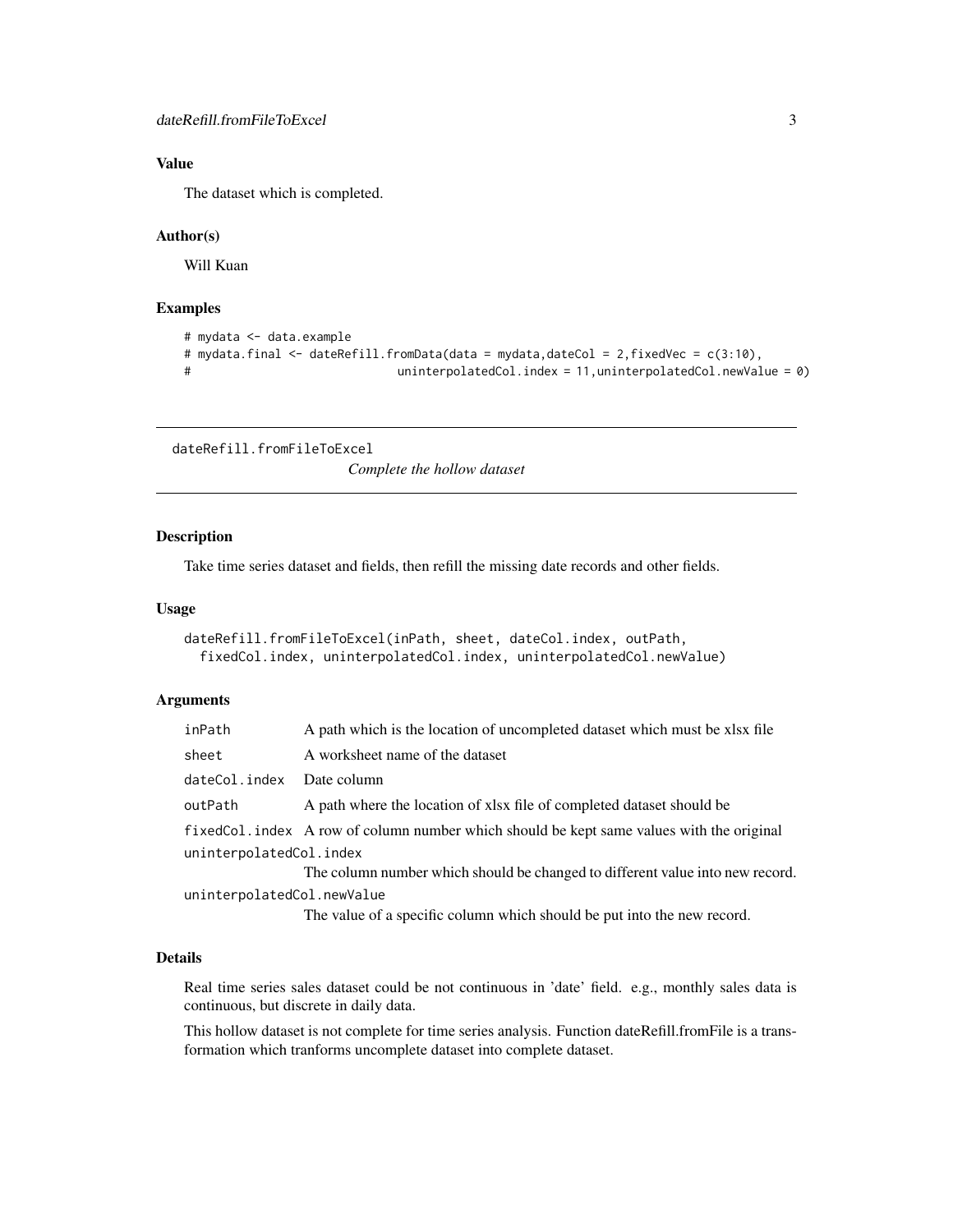### Value

The dataset which is completed.

### Author(s)

Will Kuan

### Examples

```
# mydata <- data.example
# mydata.final <- dateRefill.fromData(data = mydata,dateCol = 2,fixedVec = c(3:10),
#                              uninterpolatedCol.index = 11,uninterpolatedCol.newValue = 0)
```

---

## dateRefill.fromFileToExcel — *Complete the hollow dataset*

---

### Description

Take time series dataset and fields, then refill the missing date records and other fields.

### Usage

```
dateRefill.fromFileToExcel(inPath, sheet, dateCol.index, outPath,
  fixedCol.index, uninterpolatedCol.index, uninterpolatedCol.newValue)
```

### Arguments

| Argument | Description |
|---|---|
| `inPath` | A path which is the location of uncompleted dataset which must be xlsx file |
| `sheet` | A worksheet name of the dataset |
| `dateCol.index` | Date column |
| `outPath` | A path where the location of xlsx file of completed dataset should be |
| `fixedCol.index` | A row of column number which should be kept same values with the original |
| `uninterpolatedCol.index` | The column number which should be changed to different value into new record. |
| `uninterpolatedCol.newValue` | The value of a specific column which should be put into the new record. |

### Details

Real time series sales dataset could be not continuous in 'date' field. e.g., monthly sales data is continuous, but discrete in daily data.

This hollow dataset is not complete for time series analysis. Function dateRefill.fromFile is a transformation which tranforms uncomplete dataset into complete dataset.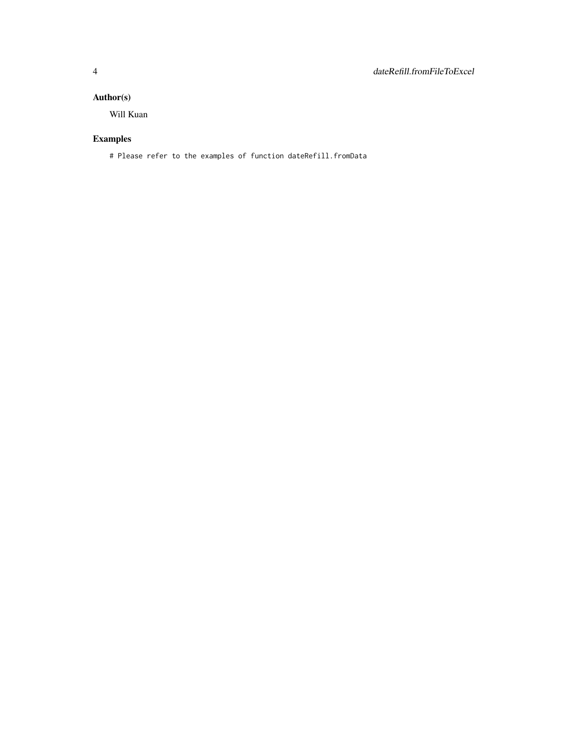### Author(s)

Will Kuan

### Examples

```
# Please refer to the examples of function dateRefill.fromData
```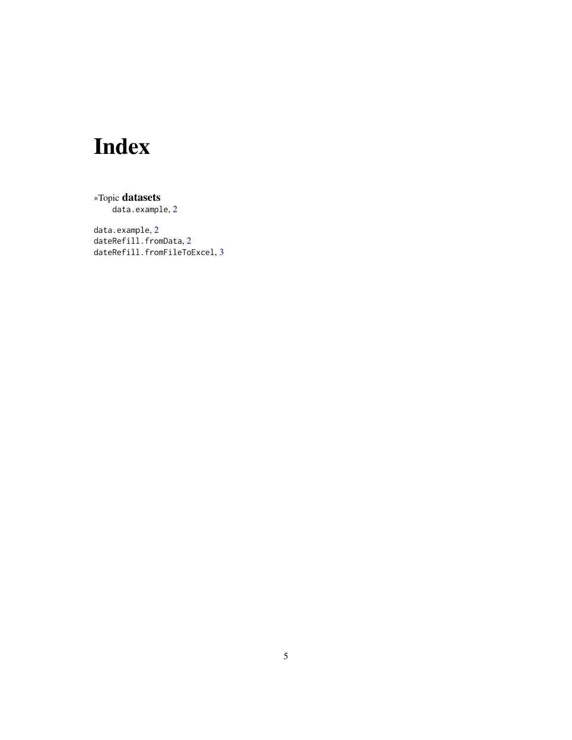# Index

*Topic **datasets**
    data.example, 2

data.example, 2
dateRefill.fromData, 2
dateRefill.fromFileToExcel, 3